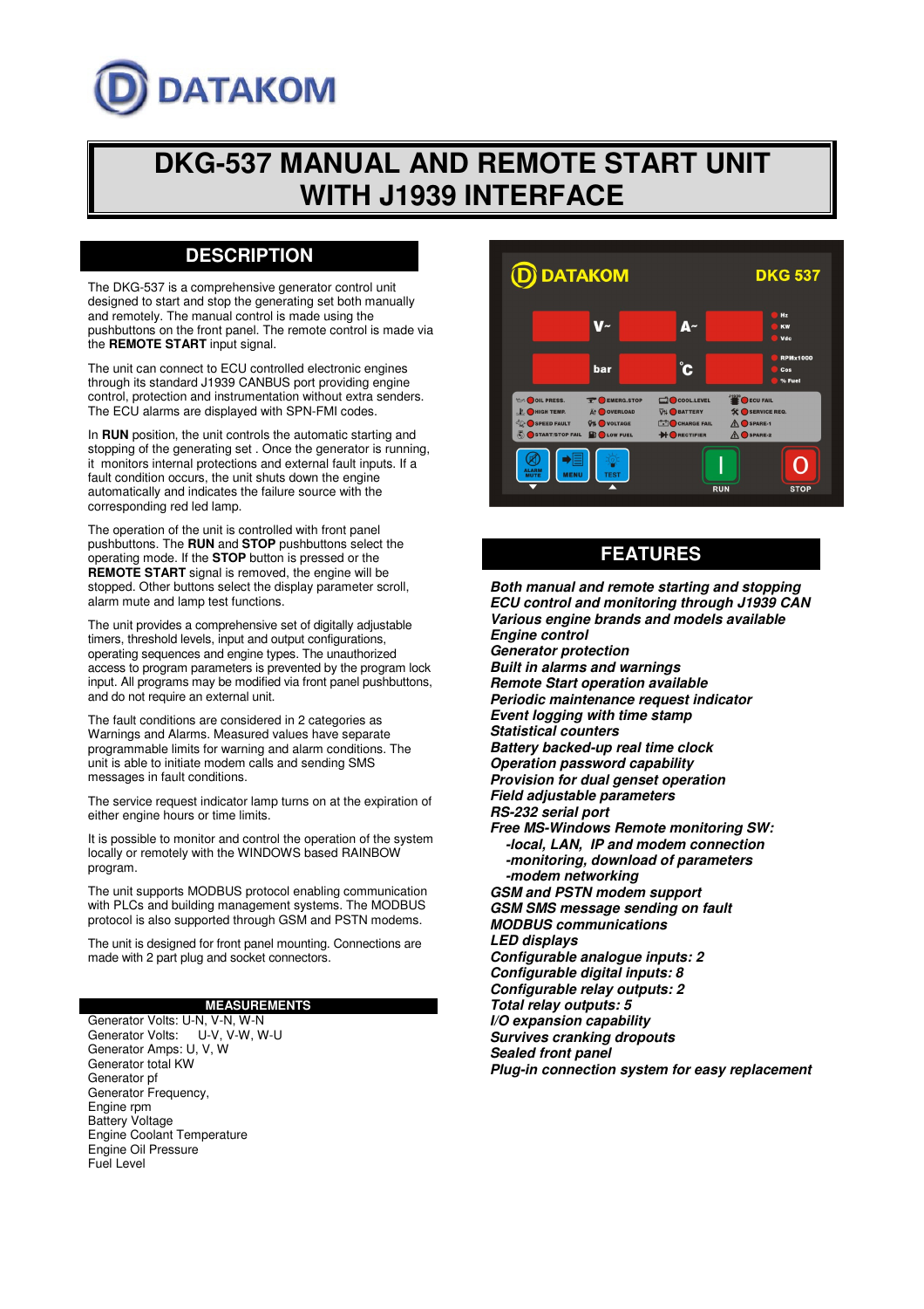DATAKOM

# DKG-537 MANUAL AND REMOTE START UNIT WITH J1939 INTERFACE

## DESCRIPTION

The DKG-537 is a comprehensive generator control unit designed to start and stop the generating set both manually and remotely. The manual control is made using the pushbuttons on the front panel. The remote control is made via the **REMOTE START** input signal.

The unit can connect to ECU controlled electronic engines through its standard J1939 CANBUS port providing engine control, protection and instrumentation without extra senders. The ECU alarms are displayed with SPN-FMI codes.

In **RUN** position, the unit controls the automatic starting and stopping of the generating set . Once the generator is running, it monitors internal protections and external fault inputs. If a fault condition occurs, the unit shuts down the engine automatically and indicates the failure source with the corresponding red led lamp.

The operation of the unit is controlled with front panel pushbuttons. The **RUN** and **STOP** pushbuttons select the operating mode. If the **STOP** button is pressed or the **REMOTE START** signal is removed, the engine will be stopped. Other buttons select the display parameter scroll, alarm mute and lamp test functions.

The unit provides a comprehensive set of digitally adjustable timers, threshold levels, input and output configurations, operating sequences and engine types. The unauthorized access to program parameters is prevented by the program lock input. All programs may be modified via front panel pushbuttons, and do not require an external unit.

The fault conditions are considered in 2 categories as Warnings and Alarms. Measured values have separate programmable limits for warning and alarm conditions. The unit is able to initiate modem calls and sending SMS messages in fault conditions.

The service request indicator lamp turns on at the expiration of either engine hours or time limits.

It is possible to monitor and control the operation of the system locally or remotely with the WINDOWS based RAINBOW program.

The unit supports MODBUS protocol enabling communication with PLCs and building management systems. The MODBUS protocol is also supported through GSM and PSTN modems.

The unit is designed for front panel mounting. Connections are made with 2 part plug and socket connectors.

### MEASUREMENTS

Generator Volts: U-N, V-N, W-N
Generator Volts: U-V, V-W, W-U
Generator Amps: U, V, W
Generator total KW
Generator pf
Generator Frequency,
Engine rpm
Battery Voltage
Engine Coolant Temperature
Engine Oil Pressure
Fuel Level

DATAKOM DKG 537

V~ A~ Hz KW Vdc
bar °C RPMx1000 Cos % Fuel

OIL PRESS. | EMERG.STOP | COOL.LEVEL | ECU FAIL
HIGH TEMP. | OVERLOAD | BATTERY | SERVICE REQ.
SPEED FAULT | VOLTAGE | CHARGE FAIL | SPARE-1
START/STOP FAIL | LOW FUEL | RECTIFIER | SPARE-2

ALARM MUTE | MENU | TEST | RUN | STOP

## FEATURES

***Both manual and remote starting and stopping***
***ECU control and monitoring through J1939 CAN***
***Various engine brands and models available***
***Engine control***
***Generator protection***
***Built in alarms and warnings***
***Remote Start operation available***
***Periodic maintenance request indicator***
***Event logging with time stamp***
***Statistical counters***
***Battery backed-up real time clock***
***Operation password capability***
***Provision for dual genset operation***
***Field adjustable parameters***
***RS-232 serial port***
***Free MS-Windows Remote monitoring SW:***
- ***-local, LAN, IP and modem connection***
- ***-monitoring, download of parameters***
- ***-modem networking***

***GSM and PSTN modem support***
***GSM SMS message sending on fault***
***MODBUS communications***
***LED displays***
***Configurable analogue inputs: 2***
***Configurable digital inputs: 8***
***Configurable relay outputs: 2***
***Total relay outputs: 5***
***I/O expansion capability***
***Survives cranking dropouts***
***Sealed front panel***
***Plug-in connection system for easy replacement***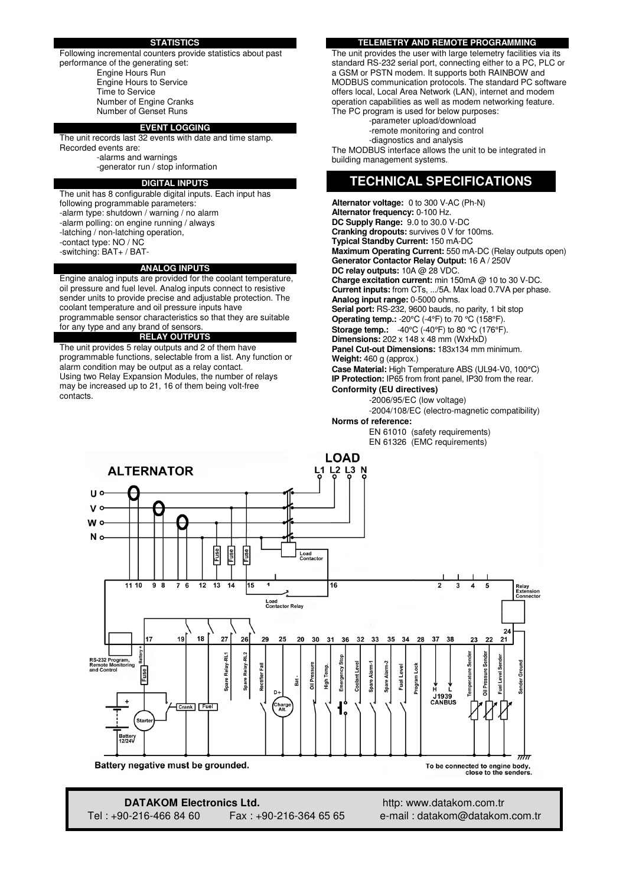## STATISTICS

Following incremental counters provide statistics about past performance of the generating set:

- Engine Hours Run
- Engine Hours to Service
- Time to Service
- Number of Engine Cranks
- Number of Genset Runs

## EVENT LOGGING

The unit records last 32 events with date and time stamp. Recorded events are:

- -alarms and warnings
- -generator run / stop information

## DIGITAL INPUTS

The unit has 8 configurable digital inputs. Each input has following programmable parameters:
-alarm type: shutdown / warning / no alarm
-alarm polling: on engine running / always
-latching / non-latching operation,
-contact type: NO / NC
-switching: BAT+ / BAT-

## ANALOG INPUTS

Engine analog inputs are provided for the coolant temperature, oil pressure and fuel level. Analog inputs connect to resistive sender units to provide precise and adjustable protection. The coolant temperature and oil pressure inputs have programmable sensor characteristics so that they are suitable for any type and any brand of sensors.

## RELAY OUTPUTS

The unit provides 5 relay outputs and 2 of them have programmable functions, selectable from a list. Any function or alarm condition may be output as a relay contact.
Using two Relay Expansion Modules, the number of relays may be increased up to 21, 16 of them being volt-free contacts.

## TELEMETRY AND REMOTE PROGRAMMING

The unit provides the user with large telemetry facilities via its standard RS-232 serial port, connecting either to a PC, PLC or a GSM or PSTN modem. It supports both RAINBOW and MODBUS communication protocols. The standard PC software offers local, Local Area Network (LAN), internet and modem operation capabilities as well as modem networking feature.
The PC program is used for below purposes:

- -parameter upload/download
- -remote monitoring and control
- -diagnostics and analysis

The MODBUS interface allows the unit to be integrated in building management systems.

# TECHNICAL SPECIFICATIONS

**Alternator voltage:** 0 to 300 V-AC (Ph-N)
**Alternator frequency:** 0-100 Hz.
**DC Supply Range:** 9.0 to 30.0 V-DC
**Cranking dropouts:** survives 0 V for 100ms.
**Typical Standby Current:** 150 mA-DC
**Maximum Operating Current:** 550 mA-DC (Relay outputs open)
**Generator Contactor Relay Output:** 16 A / 250V
**DC relay outputs:** 10A @ 28 VDC.
**Charge excitation current:** min 150mA @ 10 to 30 V-DC.
**Current inputs:** from CTs, .../5A. Max load 0.7VA per phase.
**Analog input range:** 0-5000 ohms.
**Serial port:** RS-232, 9600 bauds, no parity, 1 bit stop
**Operating temp.:** -20°C (-4°F) to 70 °C (158°F).
**Storage temp.:** -40°C (-40°F) to 80 °C (176°F).
**Dimensions:** 202 x 148 x 48 mm (WxHxD)
**Panel Cut-out Dimensions:** 183x134 mm minimum.
**Weight:** 460 g (approx.)
**Case Material:** High Temperature ABS (UL94-V0, 100°C)
**IP Protection:** IP65 from front panel, IP30 from the rear.
**Conformity (EU directives)**

- -2006/95/EC (low voltage)
- -2004/108/EC (electro-magnetic compatibility)

**Norms of reference:**

- EN 61010 (safety requirements)
- EN 61326 (EMC requirements)

ALTERNATOR
LOAD
L1 L2 L3 N
U
V
W
N
Fuse
Fuse
Fuse
Load Contactor
11 10 9 8 7 6 12 13 14 15 16 2 3 4 5
Load Contactor Relay
Relay Extension Connector
17 19 18 27 26 29 25 20 30 31 36 32 33 35 34 28 37 38 23 22 21 24
RS-232 Program, Remote Monitoring and Control
Battery +
Fuse
Spare Relay-RL1
Spare Relay-RL2
Rectifier Fail
Bat -
Oil Pressure
High Temp.
Emergency Stop
Coolant Level
Spare Alarm-1
Spare Alarm-2
Fuel Level
Program Lock
H L
J1939 CANBUS
Temperature Sender
Oil Pressure Sender
Fuel Level Sender
Sender Ground
D+
Charge Alt.
Crank
Fuel
Starter
Battery 12/24V

Battery negative must be grounded.

To be connected to engine body, close to the senders.

**DATAKOM Electronics Ltd.** http: www.datakom.com.tr
Tel : +90-216-466 84 60 Fax : +90-216-364 65 65 e-mail : datakom@datakom.com.tr